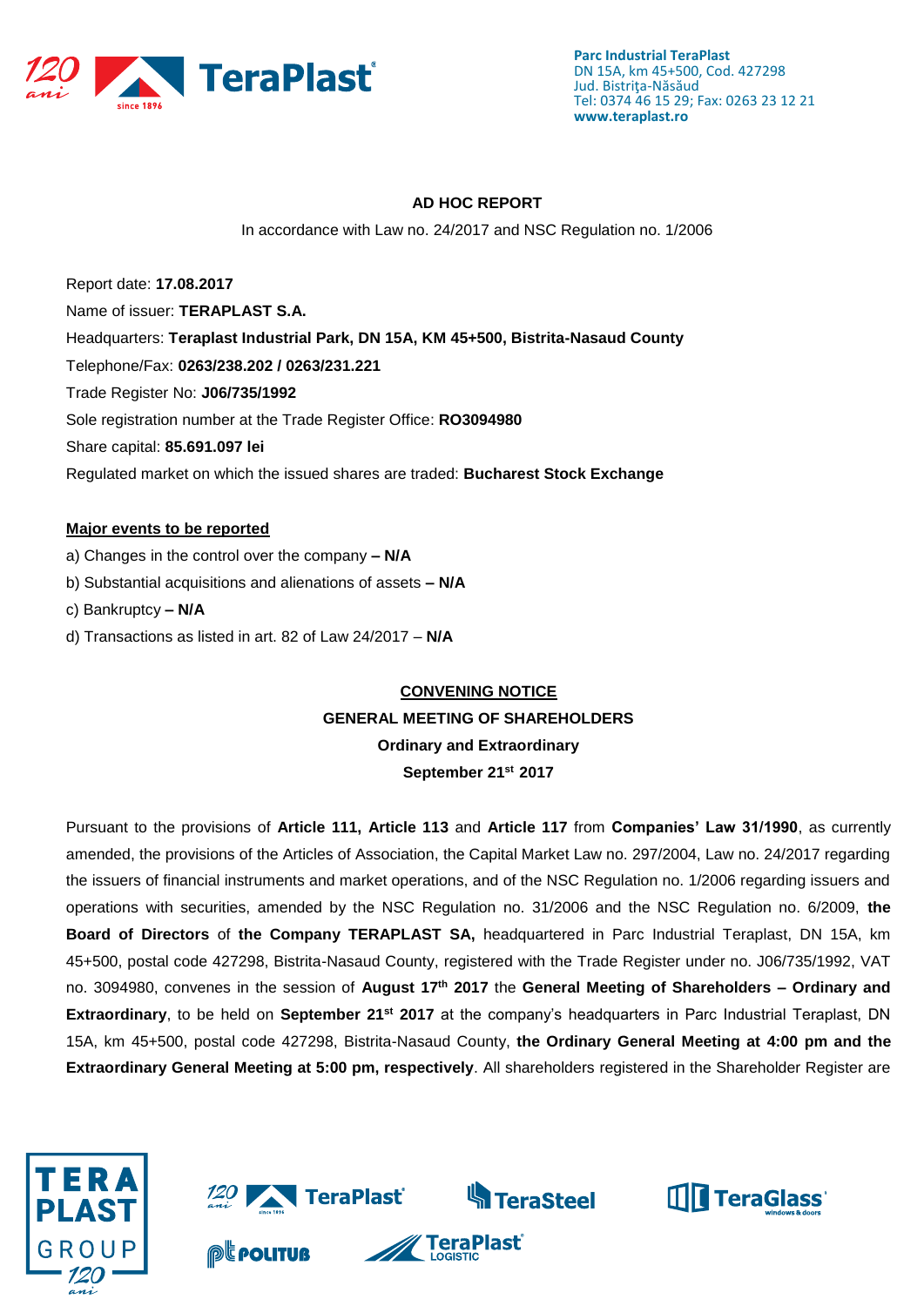**Parc Industrial TeraPlast**
DN 15A, km 45+500, Cod. 427298
Jud. Bistrița-Năsăud
Tel: 0374 46 15 29; Fax: 0263 23 12 21
**www.teraplast.ro**

**AD HOC REPORT**

In accordance with Law no. 24/2017 and NSC Regulation no. 1/2006

Report date: **17.08.2017**

Name of issuer: **TERAPLAST S.A.**

Headquarters: **Teraplast Industrial Park, DN 15A, KM 45+500, Bistrita-Nasaud County**

Telephone/Fax: **0263/238.202 / 0263/231.221**

Trade Register No: **J06/735/1992**

Sole registration number at the Trade Register Office: **RO3094980**

Share capital: **85.691.097 lei**

Regulated market on which the issued shares are traded: **Bucharest Stock Exchange**

**Major events to be reported**

a) Changes in the control over the company **– N/A**

b) Substantial acquisitions and alienations of assets **– N/A**

c) Bankruptcy **– N/A**

d) Transactions as listed in art. 82 of Law 24/2017 – **N/A**

**CONVENING NOTICE**

**GENERAL MEETING OF SHAREHOLDERS**

**Ordinary and Extraordinary**

**September 21st 2017**

Pursuant to the provisions of **Article 111, Article 113** and **Article 117** from **Companies' Law 31/1990**, as currently amended, the provisions of the Articles of Association, the Capital Market Law no. 297/2004, Law no. 24/2017 regarding the issuers of financial instruments and market operations, and of the NSC Regulation no. 1/2006 regarding issuers and operations with securities, amended by the NSC Regulation no. 31/2006 and the NSC Regulation no. 6/2009, **the Board of Directors** of **the Company TERAPLAST SA,** headquartered in Parc Industrial Teraplast, DN 15A, km 45+500, postal code 427298, Bistrita-Nasaud County, registered with the Trade Register under no. J06/735/1992, VAT no. 3094980, convenes in the session of **August 17th 2017** the **General Meeting of Shareholders – Ordinary and Extraordinary**, to be held on **September 21st 2017** at the company's headquarters in Parc Industrial Teraplast, DN 15A, km 45+500, postal code 427298, Bistrita-Nasaud County, **the Ordinary General Meeting at 4:00 pm and the Extraordinary General Meeting at 5:00 pm, respectively**. All shareholders registered in the Shareholder Register are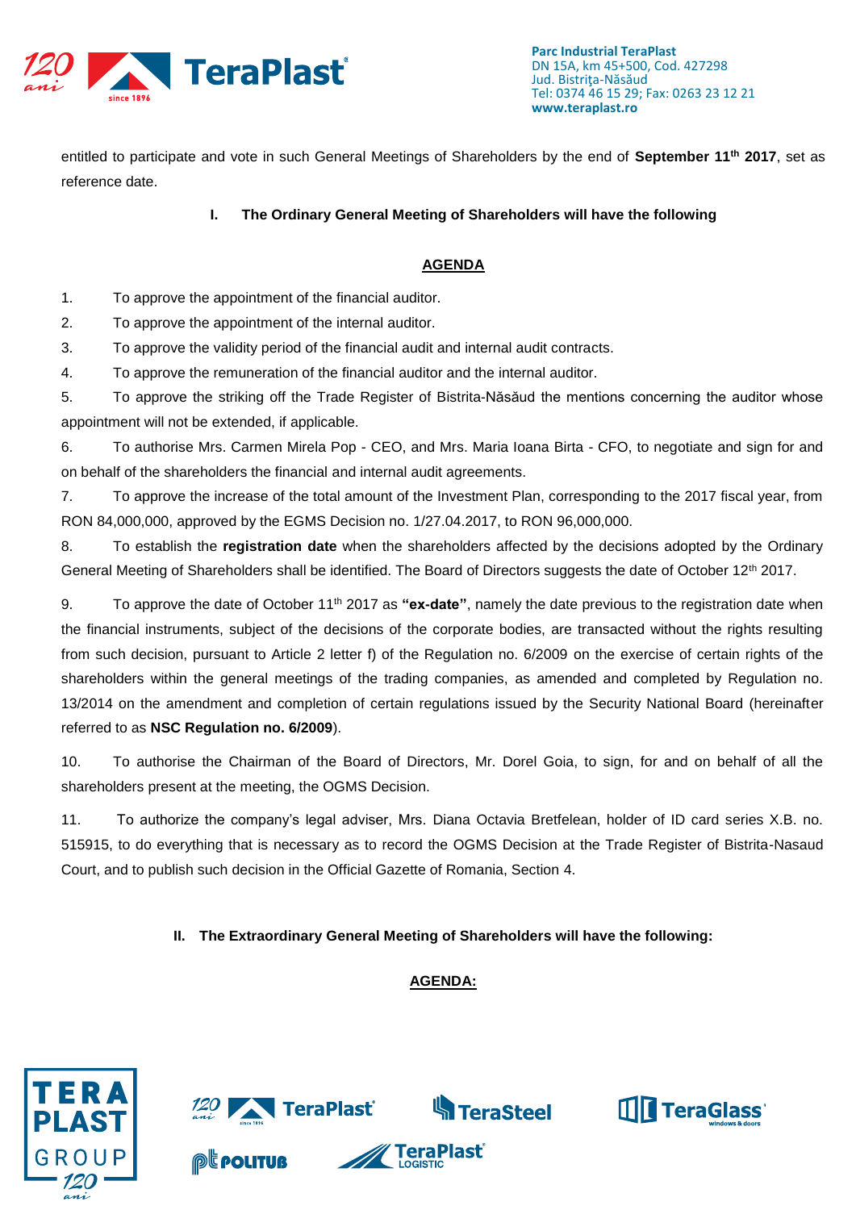entitled to participate and vote in such General Meetings of Shareholders by the end of **September 11th 2017**, set as reference date.

### I. The Ordinary General Meeting of Shareholders will have the following

**AGENDA**

1. To approve the appointment of the financial auditor.
2. To approve the appointment of the internal auditor.
3. To approve the validity period of the financial audit and internal audit contracts.
4. To approve the remuneration of the financial auditor and the internal auditor.
5. To approve the striking off the Trade Register of Bistrita-Năsăud the mentions concerning the auditor whose appointment will not be extended, if applicable.
6. To authorise Mrs. Carmen Mirela Pop - CEO, and Mrs. Maria Ioana Birta - CFO, to negotiate and sign for and on behalf of the shareholders the financial and internal audit agreements.
7. To approve the increase of the total amount of the Investment Plan, corresponding to the 2017 fiscal year, from RON 84,000,000, approved by the EGMS Decision no. 1/27.04.2017, to RON 96,000,000.
8. To establish the **registration date** when the shareholders affected by the decisions adopted by the Ordinary General Meeting of Shareholders shall be identified. The Board of Directors suggests the date of October 12th 2017.
9. To approve the date of October 11th 2017 as **"ex-date"**, namely the date previous to the registration date when the financial instruments, subject of the decisions of the corporate bodies, are transacted without the rights resulting from such decision, pursuant to Article 2 letter f) of the Regulation no. 6/2009 on the exercise of certain rights of the shareholders within the general meetings of the trading companies, as amended and completed by Regulation no. 13/2014 on the amendment and completion of certain regulations issued by the Security National Board (hereinafter referred to as **NSC Regulation no. 6/2009**).
10. To authorise the Chairman of the Board of Directors, Mr. Dorel Goia, to sign, for and on behalf of all the shareholders present at the meeting, the OGMS Decision.
11. To authorize the company's legal adviser, Mrs. Diana Octavia Bretfelean, holder of ID card series X.B. no. 515915, to do everything that is necessary as to record the OGMS Decision at the Trade Register of Bistrita-Nasaud Court, and to publish such decision in the Official Gazette of Romania, Section 4.

### II. The Extraordinary General Meeting of Shareholders will have the following:

**AGENDA:**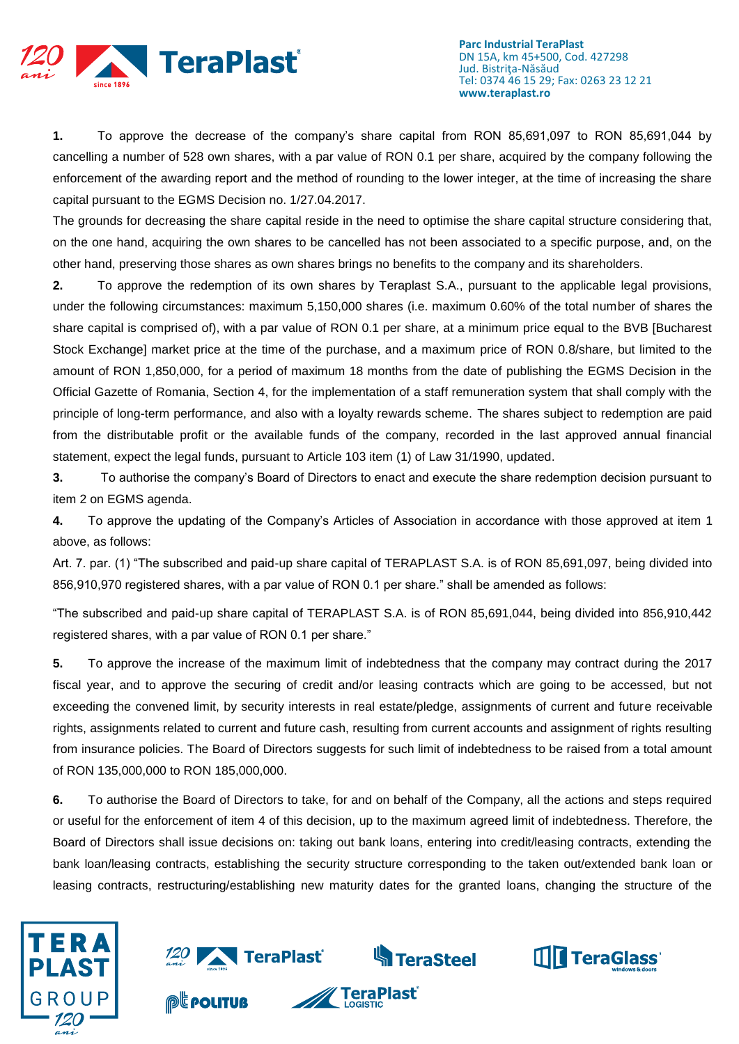**1.** To approve the decrease of the company's share capital from RON 85,691,097 to RON 85,691,044 by cancelling a number of 528 own shares, with a par value of RON 0.1 per share, acquired by the company following the enforcement of the awarding report and the method of rounding to the lower integer, at the time of increasing the share capital pursuant to the EGMS Decision no. 1/27.04.2017.

The grounds for decreasing the share capital reside in the need to optimise the share capital structure considering that, on the one hand, acquiring the own shares to be cancelled has not been associated to a specific purpose, and, on the other hand, preserving those shares as own shares brings no benefits to the company and its shareholders.

**2.** To approve the redemption of its own shares by Teraplast S.A., pursuant to the applicable legal provisions, under the following circumstances: maximum 5,150,000 shares (i.e. maximum 0.60% of the total number of shares the share capital is comprised of), with a par value of RON 0.1 per share, at a minimum price equal to the BVB [Bucharest Stock Exchange] market price at the time of the purchase, and a maximum price of RON 0.8/share, but limited to the amount of RON 1,850,000, for a period of maximum 18 months from the date of publishing the EGMS Decision in the Official Gazette of Romania, Section 4, for the implementation of a staff remuneration system that shall comply with the principle of long-term performance, and also with a loyalty rewards scheme. The shares subject to redemption are paid from the distributable profit or the available funds of the company, recorded in the last approved annual financial statement, expect the legal funds, pursuant to Article 103 item (1) of Law 31/1990, updated.

**3.** To authorise the company's Board of Directors to enact and execute the share redemption decision pursuant to item 2 on EGMS agenda.

**4.** To approve the updating of the Company's Articles of Association in accordance with those approved at item 1 above, as follows:

Art. 7. par. (1) "The subscribed and paid-up share capital of TERAPLAST S.A. is of RON 85,691,097, being divided into 856,910,970 registered shares, with a par value of RON 0.1 per share." shall be amended as follows:

"The subscribed and paid-up share capital of TERAPLAST S.A. is of RON 85,691,044, being divided into 856,910,442 registered shares, with a par value of RON 0.1 per share."

**5.** To approve the increase of the maximum limit of indebtedness that the company may contract during the 2017 fiscal year, and to approve the securing of credit and/or leasing contracts which are going to be accessed, but not exceeding the convened limit, by security interests in real estate/pledge, assignments of current and future receivable rights, assignments related to current and future cash, resulting from current accounts and assignment of rights resulting from insurance policies. The Board of Directors suggests for such limit of indebtedness to be raised from a total amount of RON 135,000,000 to RON 185,000,000.

**6.** To authorise the Board of Directors to take, for and on behalf of the Company, all the actions and steps required or useful for the enforcement of item 4 of this decision, up to the maximum agreed limit of indebtedness. Therefore, the Board of Directors shall issue decisions on: taking out bank loans, entering into credit/leasing contracts, extending the bank loan/leasing contracts, establishing the security structure corresponding to the taken out/extended bank loan or leasing contracts, restructuring/establishing new maturity dates for the granted loans, changing the structure of the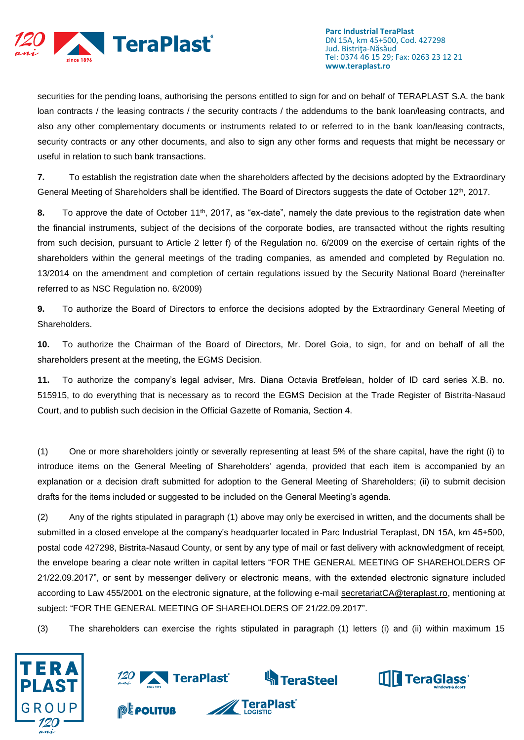securities for the pending loans, authorising the persons entitled to sign for and on behalf of TERAPLAST S.A. the bank loan contracts / the leasing contracts / the security contracts / the addendums to the bank loan/leasing contracts, and also any other complementary documents or instruments related to or referred to in the bank loan/leasing contracts, security contracts or any other documents, and also to sign any other forms and requests that might be necessary or useful in relation to such bank transactions.

**7.** To establish the registration date when the shareholders affected by the decisions adopted by the Extraordinary General Meeting of Shareholders shall be identified. The Board of Directors suggests the date of October 12th, 2017.

**8.** To approve the date of October 11th, 2017, as "ex-date", namely the date previous to the registration date when the financial instruments, subject of the decisions of the corporate bodies, are transacted without the rights resulting from such decision, pursuant to Article 2 letter f) of the Regulation no. 6/2009 on the exercise of certain rights of the shareholders within the general meetings of the trading companies, as amended and completed by Regulation no. 13/2014 on the amendment and completion of certain regulations issued by the Security National Board (hereinafter referred to as NSC Regulation no. 6/2009)

**9.** To authorize the Board of Directors to enforce the decisions adopted by the Extraordinary General Meeting of Shareholders.

**10.** To authorize the Chairman of the Board of Directors, Mr. Dorel Goia, to sign, for and on behalf of all the shareholders present at the meeting, the EGMS Decision.

**11.** To authorize the company's legal adviser, Mrs. Diana Octavia Bretfelean, holder of ID card series X.B. no. 515915, to do everything that is necessary as to record the EGMS Decision at the Trade Register of Bistrita-Nasaud Court, and to publish such decision in the Official Gazette of Romania, Section 4.

(1) One or more shareholders jointly or severally representing at least 5% of the share capital, have the right (i) to introduce items on the General Meeting of Shareholders' agenda, provided that each item is accompanied by an explanation or a decision draft submitted for adoption to the General Meeting of Shareholders; (ii) to submit decision drafts for the items included or suggested to be included on the General Meeting's agenda.

(2) Any of the rights stipulated in paragraph (1) above may only be exercised in written, and the documents shall be submitted in a closed envelope at the company's headquarter located in Parc Industrial Teraplast, DN 15A, km 45+500, postal code 427298, Bistrita-Nasaud County, or sent by any type of mail or fast delivery with acknowledgment of receipt, the envelope bearing a clear note written in capital letters "FOR THE GENERAL MEETING OF SHAREHOLDERS OF 21/22.09.2017", or sent by messenger delivery or electronic means, with the extended electronic signature included according to Law 455/2001 on the electronic signature, at the following e-mail secretariatCA@teraplast.ro, mentioning at subject: "FOR THE GENERAL MEETING OF SHAREHOLDERS OF 21/22.09.2017".

(3) The shareholders can exercise the rights stipulated in paragraph (1) letters (i) and (ii) within maximum 15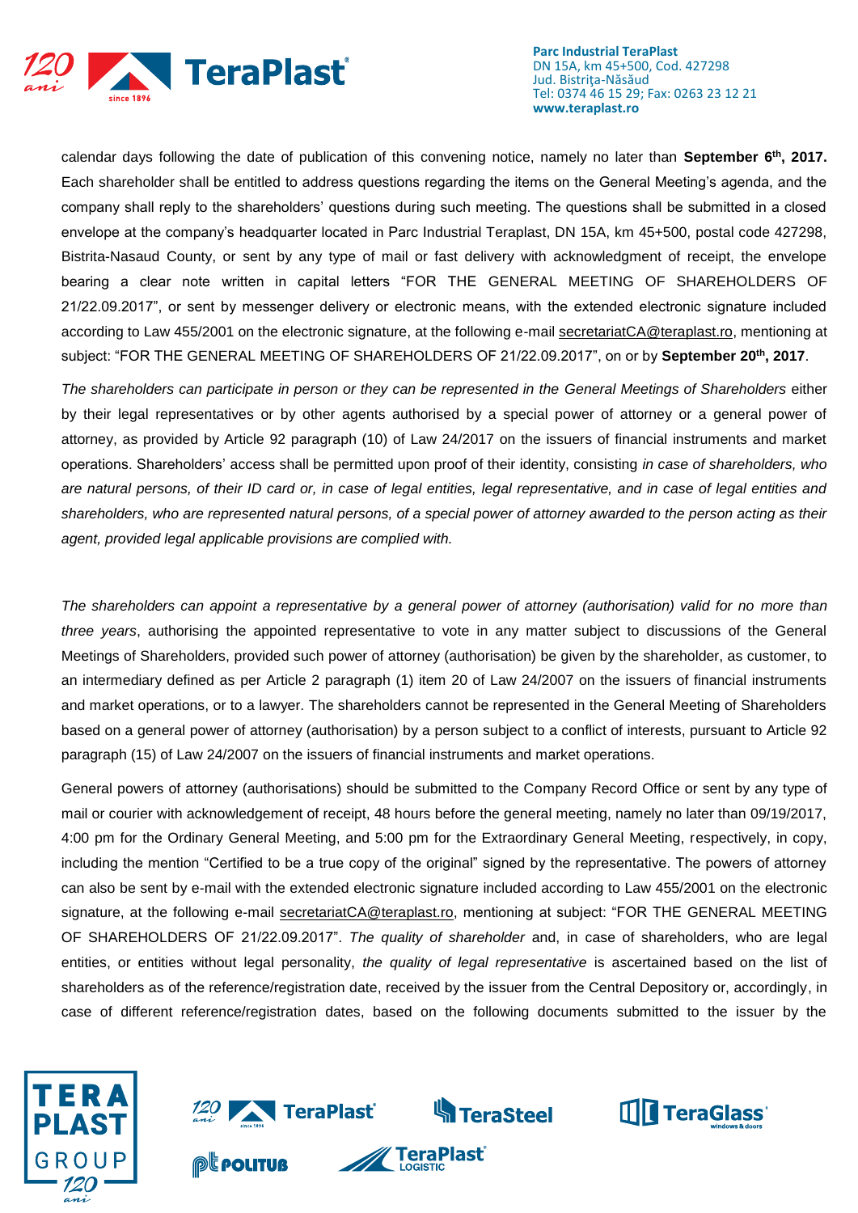calendar days following the date of publication of this convening notice, namely no later than **September 6th, 2017.** Each shareholder shall be entitled to address questions regarding the items on the General Meeting's agenda, and the company shall reply to the shareholders' questions during such meeting. The questions shall be submitted in a closed envelope at the company's headquarter located in Parc Industrial Teraplast, DN 15A, km 45+500, postal code 427298, Bistrita-Nasaud County, or sent by any type of mail or fast delivery with acknowledgment of receipt, the envelope bearing a clear note written in capital letters "FOR THE GENERAL MEETING OF SHAREHOLDERS OF 21/22.09.2017", or sent by messenger delivery or electronic means, with the extended electronic signature included according to Law 455/2001 on the electronic signature, at the following e-mail secretariatCA@teraplast.ro, mentioning at subject: "FOR THE GENERAL MEETING OF SHAREHOLDERS OF 21/22.09.2017", on or by **September 20th, 2017**.

*The shareholders can participate in person or they can be represented in the General Meetings of Shareholders* either by their legal representatives or by other agents authorised by a special power of attorney or a general power of attorney, as provided by Article 92 paragraph (10) of Law 24/2017 on the issuers of financial instruments and market operations. Shareholders' access shall be permitted upon proof of their identity, consisting *in case of shareholders, who are natural persons, of their ID card or, in case of legal entities, legal representative, and in case of legal entities and shareholders, who are represented natural persons, of a special power of attorney awarded to the person acting as their agent, provided legal applicable provisions are complied with.*

*The shareholders can appoint a representative by a general power of attorney (authorisation) valid for no more than three years*, authorising the appointed representative to vote in any matter subject to discussions of the General Meetings of Shareholders, provided such power of attorney (authorisation) be given by the shareholder, as customer, to an intermediary defined as per Article 2 paragraph (1) item 20 of Law 24/2007 on the issuers of financial instruments and market operations, or to a lawyer. The shareholders cannot be represented in the General Meeting of Shareholders based on a general power of attorney (authorisation) by a person subject to a conflict of interests, pursuant to Article 92 paragraph (15) of Law 24/2007 on the issuers of financial instruments and market operations.

General powers of attorney (authorisations) should be submitted to the Company Record Office or sent by any type of mail or courier with acknowledgement of receipt, 48 hours before the general meeting, namely no later than 09/19/2017, 4:00 pm for the Ordinary General Meeting, and 5:00 pm for the Extraordinary General Meeting, respectively, in copy, including the mention "Certified to be a true copy of the original" signed by the representative. The powers of attorney can also be sent by e-mail with the extended electronic signature included according to Law 455/2001 on the electronic signature, at the following e-mail secretariatCA@teraplast.ro, mentioning at subject: "FOR THE GENERAL MEETING OF SHAREHOLDERS OF 21/22.09.2017". *The quality of shareholder* and, in case of shareholders, who are legal entities, or entities without legal personality, *the quality of legal representative* is ascertained based on the list of shareholders as of the reference/registration date, received by the issuer from the Central Depository or, accordingly, in case of different reference/registration dates, based on the following documents submitted to the issuer by the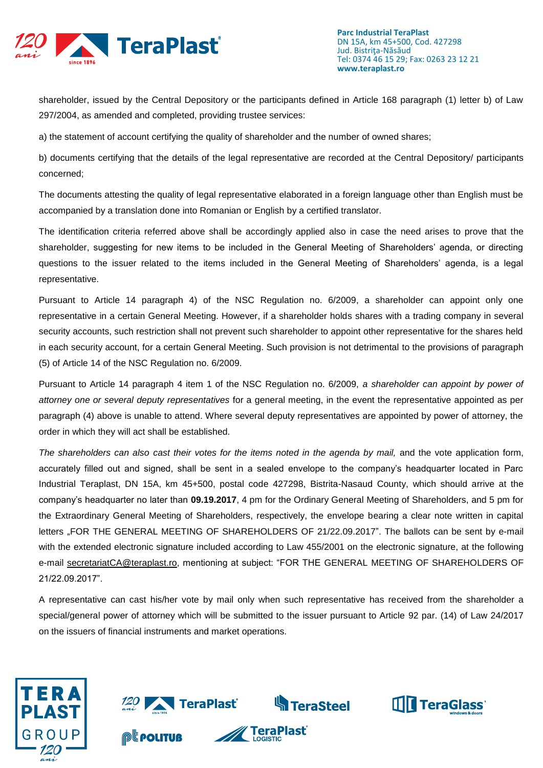shareholder, issued by the Central Depository or the participants defined in Article 168 paragraph (1) letter b) of Law 297/2004, as amended and completed, providing trustee services:

a) the statement of account certifying the quality of shareholder and the number of owned shares;

b) documents certifying that the details of the legal representative are recorded at the Central Depository/ participants concerned;

The documents attesting the quality of legal representative elaborated in a foreign language other than English must be accompanied by a translation done into Romanian or English by a certified translator.

The identification criteria referred above shall be accordingly applied also in case the need arises to prove that the shareholder, suggesting for new items to be included in the General Meeting of Shareholders' agenda, or directing questions to the issuer related to the items included in the General Meeting of Shareholders' agenda, is a legal representative.

Pursuant to Article 14 paragraph 4) of the NSC Regulation no. 6/2009, a shareholder can appoint only one representative in a certain General Meeting. However, if a shareholder holds shares with a trading company in several security accounts, such restriction shall not prevent such shareholder to appoint other representative for the shares held in each security account, for a certain General Meeting. Such provision is not detrimental to the provisions of paragraph (5) of Article 14 of the NSC Regulation no. 6/2009.

Pursuant to Article 14 paragraph 4 item 1 of the NSC Regulation no. 6/2009, *a shareholder can appoint by power of attorney one or several deputy representatives* for a general meeting, in the event the representative appointed as per paragraph (4) above is unable to attend. Where several deputy representatives are appointed by power of attorney, the order in which they will act shall be established.

*The shareholders can also cast their votes for the items noted in the agenda by mail,* and the vote application form, accurately filled out and signed, shall be sent in a sealed envelope to the company's headquarter located in Parc Industrial Teraplast, DN 15A, km 45+500, postal code 427298, Bistrita-Nasaud County, which should arrive at the company's headquarter no later than **09.19.2017**, 4 pm for the Ordinary General Meeting of Shareholders, and 5 pm for the Extraordinary General Meeting of Shareholders, respectively, the envelope bearing a clear note written in capital letters „FOR THE GENERAL MEETING OF SHAREHOLDERS OF 21/22.09.2017". The ballots can be sent by e-mail with the extended electronic signature included according to Law 455/2001 on the electronic signature, at the following e-mail secretariatCA@teraplast.ro, mentioning at subject: "FOR THE GENERAL MEETING OF SHAREHOLDERS OF 21/22.09.2017".

A representative can cast his/her vote by mail only when such representative has received from the shareholder a special/general power of attorney which will be submitted to the issuer pursuant to Article 92 par. (14) of Law 24/2017 on the issuers of financial instruments and market operations.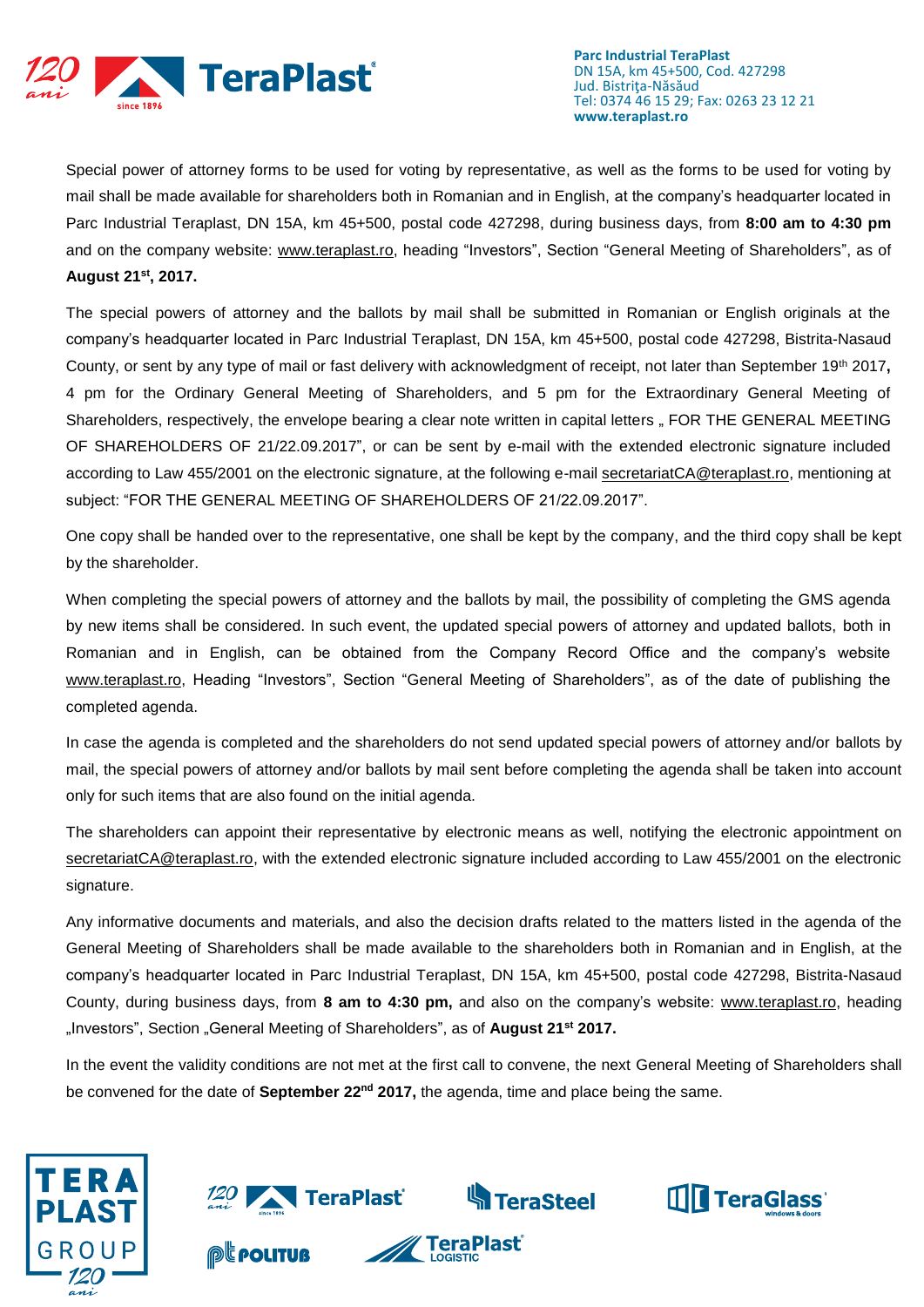Special power of attorney forms to be used for voting by representative, as well as the forms to be used for voting by mail shall be made available for shareholders both in Romanian and in English, at the company's headquarter located in Parc Industrial Teraplast, DN 15A, km 45+500, postal code 427298, during business days, from **8:00 am to 4:30 pm** and on the company website: www.teraplast.ro, heading "Investors", Section "General Meeting of Shareholders", as of **August 21st, 2017.**

The special powers of attorney and the ballots by mail shall be submitted in Romanian or English originals at the company's headquarter located in Parc Industrial Teraplast, DN 15A, km 45+500, postal code 427298, Bistrita-Nasaud County, or sent by any type of mail or fast delivery with acknowledgment of receipt, not later than September 19th 2017**,** 4 pm for the Ordinary General Meeting of Shareholders, and 5 pm for the Extraordinary General Meeting of Shareholders, respectively, the envelope bearing a clear note written in capital letters „ FOR THE GENERAL MEETING OF SHAREHOLDERS OF 21/22.09.2017", or can be sent by e-mail with the extended electronic signature included according to Law 455/2001 on the electronic signature, at the following e-mail secretariatCA@teraplast.ro, mentioning at subject: "FOR THE GENERAL MEETING OF SHAREHOLDERS OF 21/22.09.2017".

One copy shall be handed over to the representative, one shall be kept by the company, and the third copy shall be kept by the shareholder.

When completing the special powers of attorney and the ballots by mail, the possibility of completing the GMS agenda by new items shall be considered. In such event, the updated special powers of attorney and updated ballots, both in Romanian and in English, can be obtained from the Company Record Office and the company's website www.teraplast.ro, Heading "Investors", Section "General Meeting of Shareholders", as of the date of publishing the completed agenda.

In case the agenda is completed and the shareholders do not send updated special powers of attorney and/or ballots by mail, the special powers of attorney and/or ballots by mail sent before completing the agenda shall be taken into account only for such items that are also found on the initial agenda.

The shareholders can appoint their representative by electronic means as well, notifying the electronic appointment on secretariatCA@teraplast.ro, with the extended electronic signature included according to Law 455/2001 on the electronic signature.

Any informative documents and materials, and also the decision drafts related to the matters listed in the agenda of the General Meeting of Shareholders shall be made available to the shareholders both in Romanian and in English, at the company's headquarter located in Parc Industrial Teraplast, DN 15A, km 45+500, postal code 427298, Bistrita-Nasaud County, during business days, from **8 am to 4:30 pm,** and also on the company's website: www.teraplast.ro, heading „Investors", Section „General Meeting of Shareholders", as of **August 21st 2017.**

In the event the validity conditions are not met at the first call to convene, the next General Meeting of Shareholders shall be convened for the date of **September 22nd 2017,** the agenda, time and place being the same.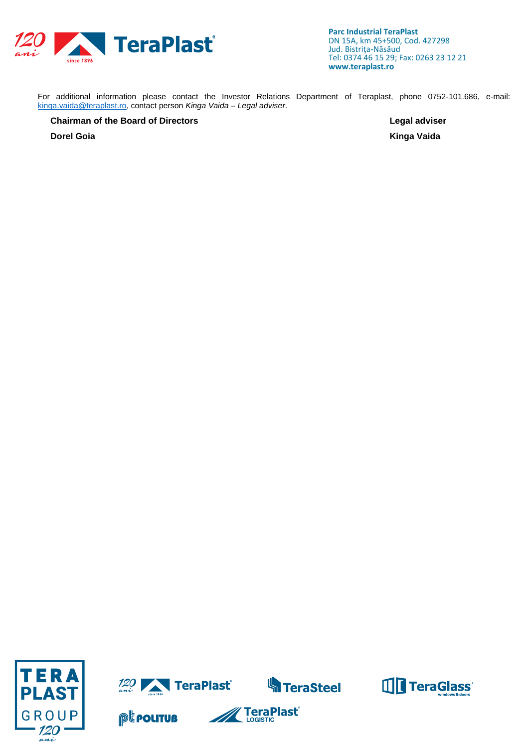For additional information please contact the Investor Relations Department of Teraplast, phone 0752-101.686, e-mail: kinga.vaida@teraplast.ro, contact person *Kinga Vaida – Legal adviser*.

| | |
|---|---|
| **Chairman of the Board of Directors** | **Legal adviser** |
| **Dorel Goia** | **Kinga Vaida** |